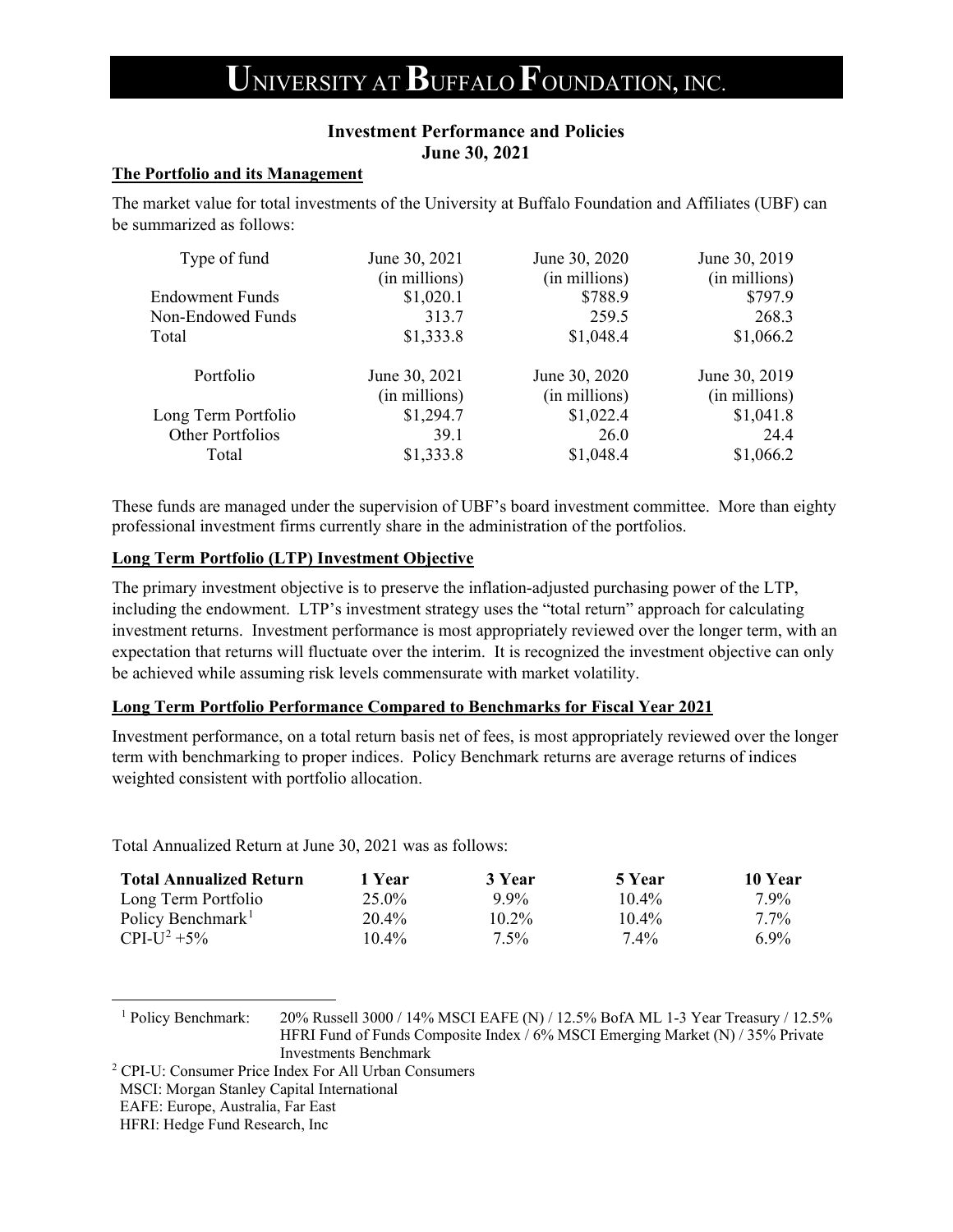# UNIVERSITY AT BUFFALO FOUNDATION, INC.

## Investment Performance and Policies
## June 30, 2021

### The Portfolio and its Management

The market value for total investments of the University at Buffalo Foundation and Affiliates (UBF) can be summarized as follows:

| Type of fund | June 30, 2021 (in millions) | June 30, 2020 (in millions) | June 30, 2019 (in millions) |
|---|---|---|---|
| Endowment Funds | $1,020.1 | $788.9 | $797.9 |
| Non-Endowed Funds | 313.7 | 259.5 | 268.3 |
| Total | $1,333.8 | $1,048.4 | $1,066.2 |

| Portfolio | June 30, 2021 (in millions) | June 30, 2020 (in millions) | June 30, 2019 (in millions) |
|---|---|---|---|
| Long Term Portfolio | $1,294.7 | $1,022.4 | $1,041.8 |
| Other Portfolios | 39.1 | 26.0 | 24.4 |
| Total | $1,333.8 | $1,048.4 | $1,066.2 |

These funds are managed under the supervision of UBF's board investment committee. More than eighty professional investment firms currently share in the administration of the portfolios.

### Long Term Portfolio (LTP) Investment Objective

The primary investment objective is to preserve the inflation-adjusted purchasing power of the LTP, including the endowment. LTP's investment strategy uses the "total return" approach for calculating investment returns. Investment performance is most appropriately reviewed over the longer term, with an expectation that returns will fluctuate over the interim. It is recognized the investment objective can only be achieved while assuming risk levels commensurate with market volatility.

### Long Term Portfolio Performance Compared to Benchmarks for Fiscal Year 2021

Investment performance, on a total return basis net of fees, is most appropriately reviewed over the longer term with benchmarking to proper indices. Policy Benchmark returns are average returns of indices weighted consistent with portfolio allocation.

Total Annualized Return at June 30, 2021 was as follows:

| Total Annualized Return | 1 Year | 3 Year | 5 Year | 10 Year |
|---|---|---|---|---|
| Long Term Portfolio | 25.0% | 9.9% | 10.4% | 7.9% |
| Policy Benchmark[1] | 20.4% | 10.2% | 10.4% | 7.7% |
| CPI-U[2] +5% | 10.4% | 7.5% | 7.4% | 6.9% |

[1] Policy Benchmark: 20% Russell 3000 / 14% MSCI EAFE (N) / 12.5% BofA ML 1-3 Year Treasury / 12.5% HFRI Fund of Funds Composite Index / 6% MSCI Emerging Market (N) / 35% Private Investments Benchmark

[2] CPI-U: Consumer Price Index For All Urban Consumers
MSCI: Morgan Stanley Capital International
EAFE: Europe, Australia, Far East
HFRI: Hedge Fund Research, Inc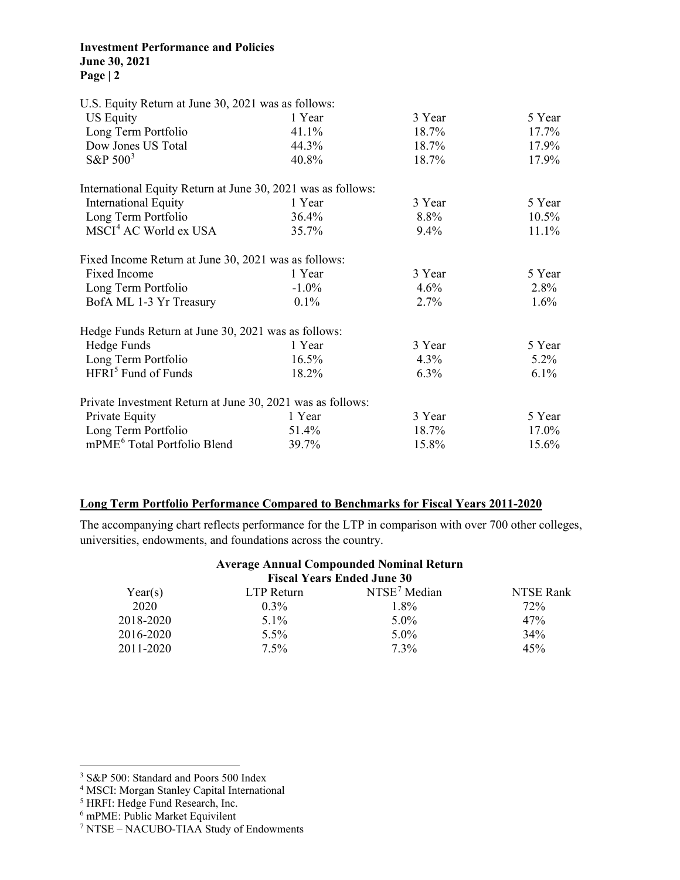U.S. Equity Return at June 30, 2021 was as follows:

| US Equity | 1 Year | 3 Year | 5 Year |
|---|---|---|---|
| Long Term Portfolio | 41.1% | 18.7% | 17.7% |
| Dow Jones US Total | 44.3% | 18.7% | 17.9% |
| S&P 500[3] | 40.8% | 18.7% | 17.9% |

International Equity Return at June 30, 2021 was as follows:

| International Equity | 1 Year | 3 Year | 5 Year |
|---|---|---|---|
| Long Term Portfolio | 36.4% | 8.8% | 10.5% |
| MSCI[4] AC World ex USA | 35.7% | 9.4% | 11.1% |

Fixed Income Return at June 30, 2021 was as follows:

| Fixed Income | 1 Year | 3 Year | 5 Year |
|---|---|---|---|
| Long Term Portfolio | -1.0% | 4.6% | 2.8% |
| BofA ML 1-3 Yr Treasury | 0.1% | 2.7% | 1.6% |

Hedge Funds Return at June 30, 2021 was as follows:

| Hedge Funds | 1 Year | 3 Year | 5 Year |
|---|---|---|---|
| Long Term Portfolio | 16.5% | 4.3% | 5.2% |
| HFRI[5] Fund of Funds | 18.2% | 6.3% | 6.1% |

Private Investment Return at June 30, 2021 was as follows:

| Private Equity | 1 Year | 3 Year | 5 Year |
|---|---|---|---|
| Long Term Portfolio | 51.4% | 18.7% | 17.0% |
| mPME[6] Total Portfolio Blend | 39.7% | 15.8% | 15.6% |

## Long Term Portfolio Performance Compared to Benchmarks for Fiscal Years 2011-2020

The accompanying chart reflects performance for the LTP in comparison with over 700 other colleges, universities, endowments, and foundations across the country.

**Average Annual Compounded Nominal Return**
**Fiscal Years Ended June 30**

| Year(s) | LTP Return | NTSE[7] Median | NTSE Rank |
|---|---|---|---|
| 2020 | 0.3% | 1.8% | 72% |
| 2018-2020 | 5.1% | 5.0% | 47% |
| 2016-2020 | 5.5% | 5.0% | 34% |
| 2011-2020 | 7.5% | 7.3% | 45% |

---

[3] S&P 500: Standard and Poors 500 Index
[4] MSCI: Morgan Stanley Capital International
[5] HRFI: Hedge Fund Research, Inc.
[6] mPME: Public Market Equivilent
[7] NTSE – NACUBO-TIAA Study of Endowments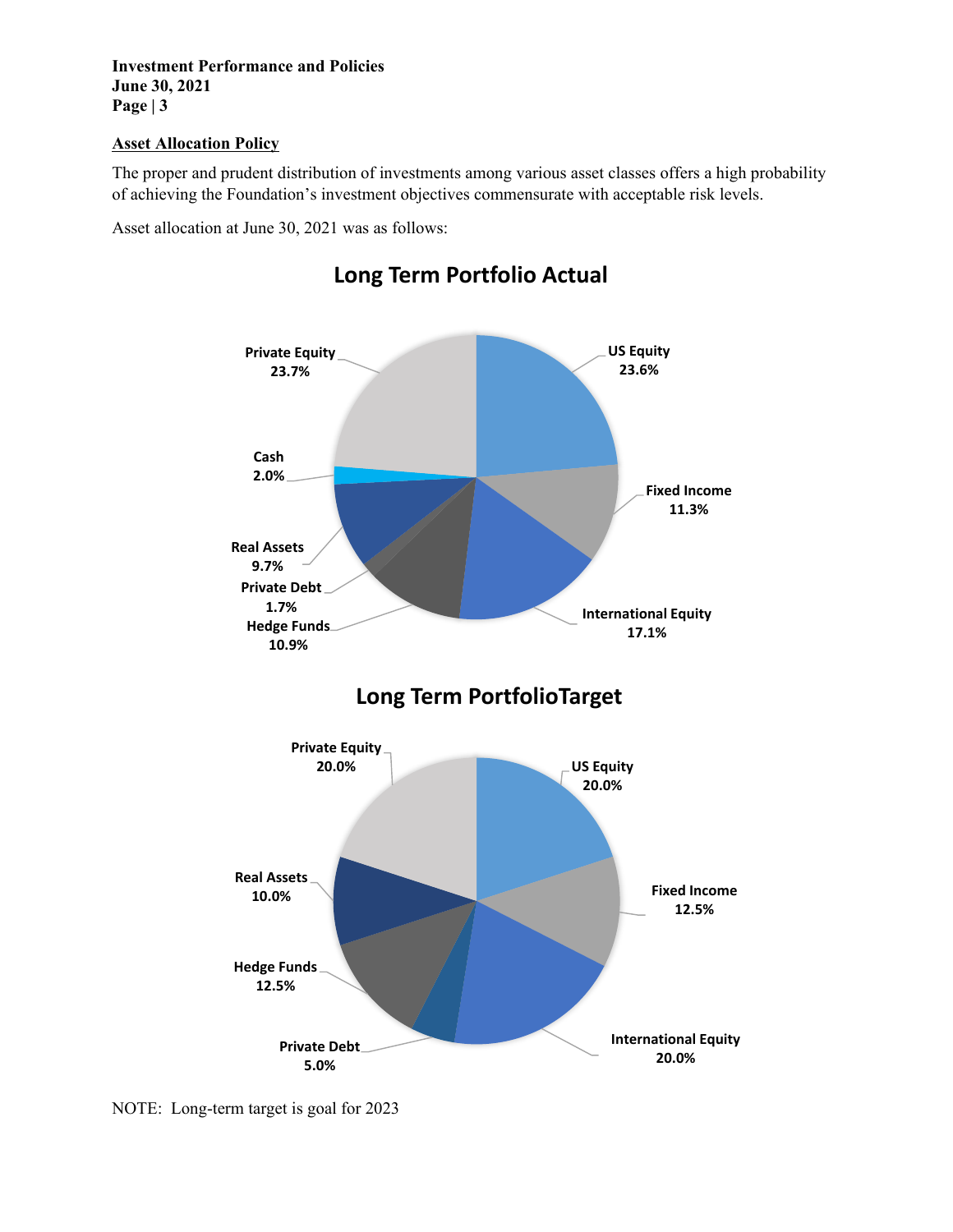## Asset Allocation Policy

The proper and prudent distribution of investments among various asset classes offers a high probability of achieving the Foundation's investment objectives commensurate with acceptable risk levels.

Asset allocation at June 30, 2021 was as follows:

### Long Term Portfolio Actual

| Asset Class | Allocation |
|---|---|
| US Equity | 23.6% |
| Fixed Income | 11.3% |
| International Equity | 17.1% |
| Hedge Funds | 10.9% |
| Private Debt | 1.7% |
| Real Assets | 9.7% |
| Cash | 2.0% |
| Private Equity | 23.7% |

### Long Term PortfolioTarget

| Asset Class | Allocation |
|---|---|
| US Equity | 20.0% |
| Fixed Income | 12.5% |
| International Equity | 20.0% |
| Private Debt | 5.0% |
| Hedge Funds | 12.5% |
| Real Assets | 10.0% |
| Private Equity | 20.0% |

NOTE: Long-term target is goal for 2023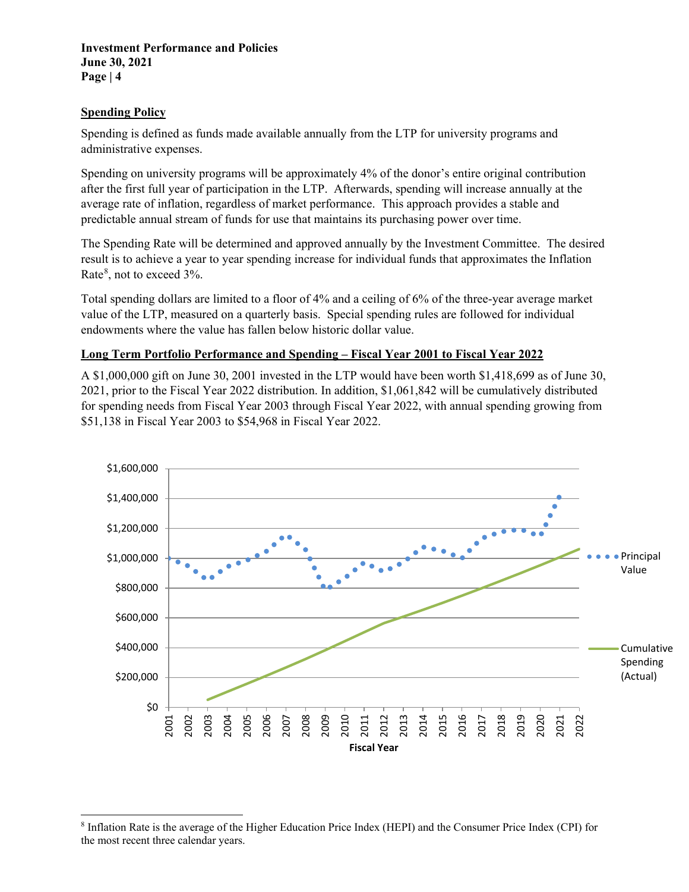**Investment Performance and Policies**
**June 30, 2021**

## Spending Policy

Spending is defined as funds made available annually from the LTP for university programs and administrative expenses.

Spending on university programs will be approximately 4% of the donor's entire original contribution after the first full year of participation in the LTP. Afterwards, spending will increase annually at the average rate of inflation, regardless of market performance. This approach provides a stable and predictable annual stream of funds for use that maintains its purchasing power over time.

The Spending Rate will be determined and approved annually by the Investment Committee. The desired result is to achieve a year to year spending increase for individual funds that approximates the Inflation Rate[8], not to exceed 3%.

Total spending dollars are limited to a floor of 4% and a ceiling of 6% of the three-year average market value of the LTP, measured on a quarterly basis. Special spending rules are followed for individual endowments where the value has fallen below historic dollar value.

## Long Term Portfolio Performance and Spending – Fiscal Year 2001 to Fiscal Year 2022

A $1,000,000 gift on June 30, 2001 invested in the LTP would have been worth $1,418,699 as of June 30, 2021, prior to the Fiscal Year 2022 distribution. In addition, $1,061,842 will be cumulatively distributed for spending needs from Fiscal Year 2003 through Fiscal Year 2022, with annual spending growing from $51,138 in Fiscal Year 2003 to $54,968 in Fiscal Year 2022.

$1,600,000
$1,400,000
$1,200,000
$1,000,000
$800,000
$600,000
$400,000
$200,000
$0

2001 2002 2003 2004 2005 2006 2007 2008 2009 2010 2011 2012 2013 2014 2015 2016 2017 2018 2019 2020 2021 2022

Fiscal Year

Principal Value

Cumulative Spending (Actual)

---

[8] Inflation Rate is the average of the Higher Education Price Index (HEPI) and the Consumer Price Index (CPI) for the most recent three calendar years.